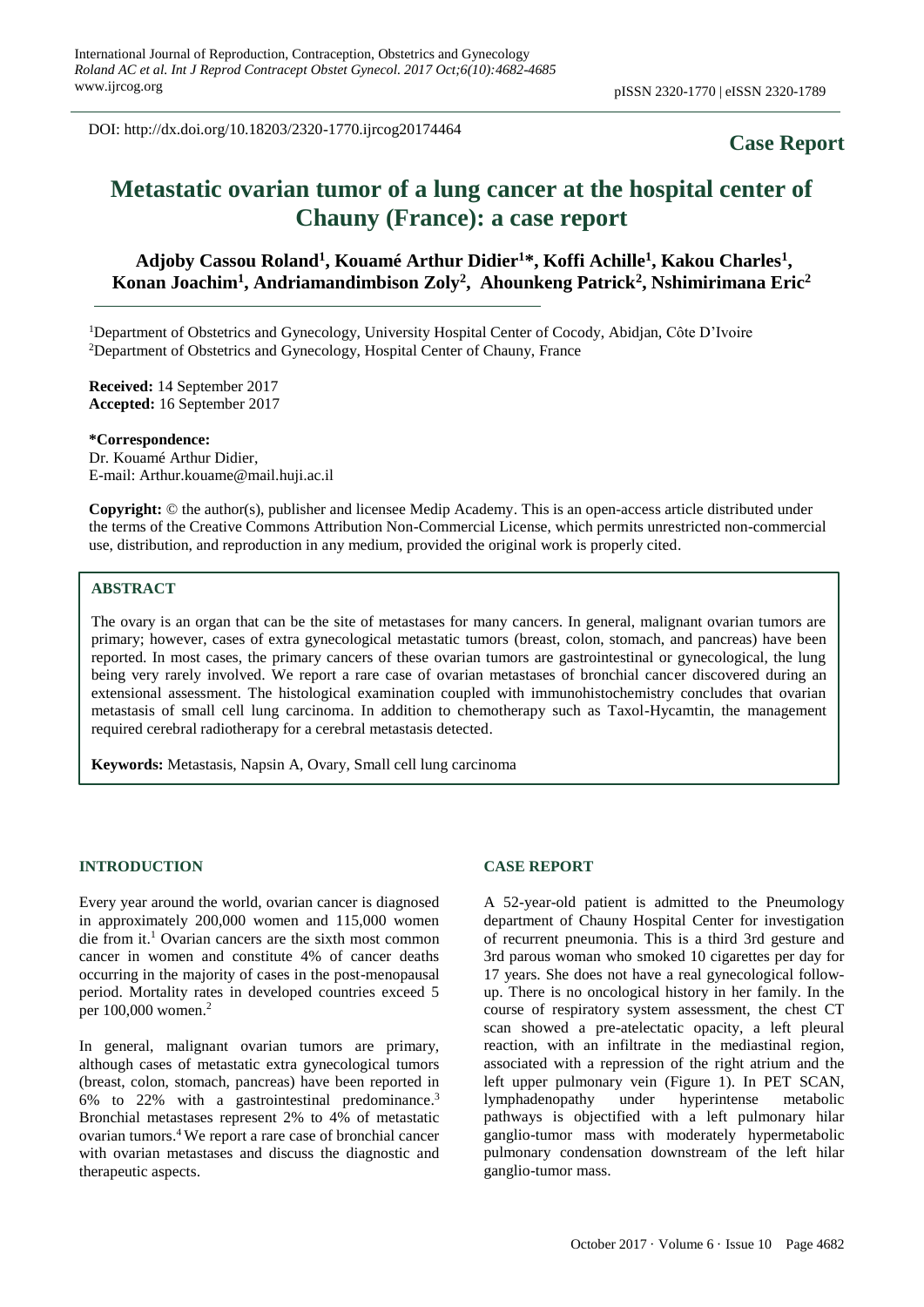DOI: http://dx.doi.org/10.18203/2320-1770.ijrcog20174464

**Case Report**

# Metastatic ovarian tumor of a lung cancer at the hospital center of Chauny (France): a case report

**Adjoby Cassou Roland[1], Kouamé Arthur Didier[1]*, Koffi Achille[1], Kakou Charles[1], Konan Joachim[1], Andriamandimbison Zoly[2], Ahounkeng Patrick[2], Nshimirimana Eric[2]**

[1]Department of Obstetrics and Gynecology, University Hospital Center of Cocody, Abidjan, Côte D'Ivoire
[2]Department of Obstetrics and Gynecology, Hospital Center of Chauny, France

**Received:** 14 September 2017
**Accepted:** 16 September 2017

**\*Correspondence:**
Dr. Kouamé Arthur Didier,
E-mail: Arthur.kouame@mail.huji.ac.il

**Copyright:** © the author(s), publisher and licensee Medip Academy. This is an open-access article distributed under the terms of the Creative Commons Attribution Non-Commercial License, which permits unrestricted non-commercial use, distribution, and reproduction in any medium, provided the original work is properly cited.

## ABSTRACT

The ovary is an organ that can be the site of metastases for many cancers. In general, malignant ovarian tumors are primary; however, cases of extra gynecological metastatic tumors (breast, colon, stomach, and pancreas) have been reported. In most cases, the primary cancers of these ovarian tumors are gastrointestinal or gynecological, the lung being very rarely involved. We report a rare case of ovarian metastases of bronchial cancer discovered during an extensional assessment. The histological examination coupled with immunohistochemistry concludes that ovarian metastasis of small cell lung carcinoma. In addition to chemotherapy such as Taxol-Hycamtin, the management required cerebral radiotherapy for a cerebral metastasis detected.

**Keywords:** Metastasis, Napsin A, Ovary, Small cell lung carcinoma

## INTRODUCTION

Every year around the world, ovarian cancer is diagnosed in approximately 200,000 women and 115,000 women die from it.[1] Ovarian cancers are the sixth most common cancer in women and constitute 4% of cancer deaths occurring in the majority of cases in the post-menopausal period. Mortality rates in developed countries exceed 5 per 100,000 women.[2]

In general, malignant ovarian tumors are primary, although cases of metastatic extra gynecological tumors (breast, colon, stomach, pancreas) have been reported in 6% to 22% with a gastrointestinal predominance.[3] Bronchial metastases represent 2% to 4% of metastatic ovarian tumors.[4] We report a rare case of bronchial cancer with ovarian metastases and discuss the diagnostic and therapeutic aspects.

## CASE REPORT

A 52-year-old patient is admitted to the Pneumology department of Chauny Hospital Center for investigation of recurrent pneumonia. This is a third 3rd gesture and 3rd parous woman who smoked 10 cigarettes per day for 17 years. She does not have a real gynecological follow-up. There is no oncological history in her family. In the course of respiratory system assessment, the chest CT scan showed a pre-atelectatic opacity, a left pleural reaction, with an infiltrate in the mediastinal region, associated with a repression of the right atrium and the left upper pulmonary vein (Figure 1). In PET SCAN, lymphadenopathy under hyperintense metabolic pathways is objectified with a left pulmonary hilar ganglio-tumor mass with moderately hypermetabolic pulmonary condensation downstream of the left hilar ganglio-tumor mass.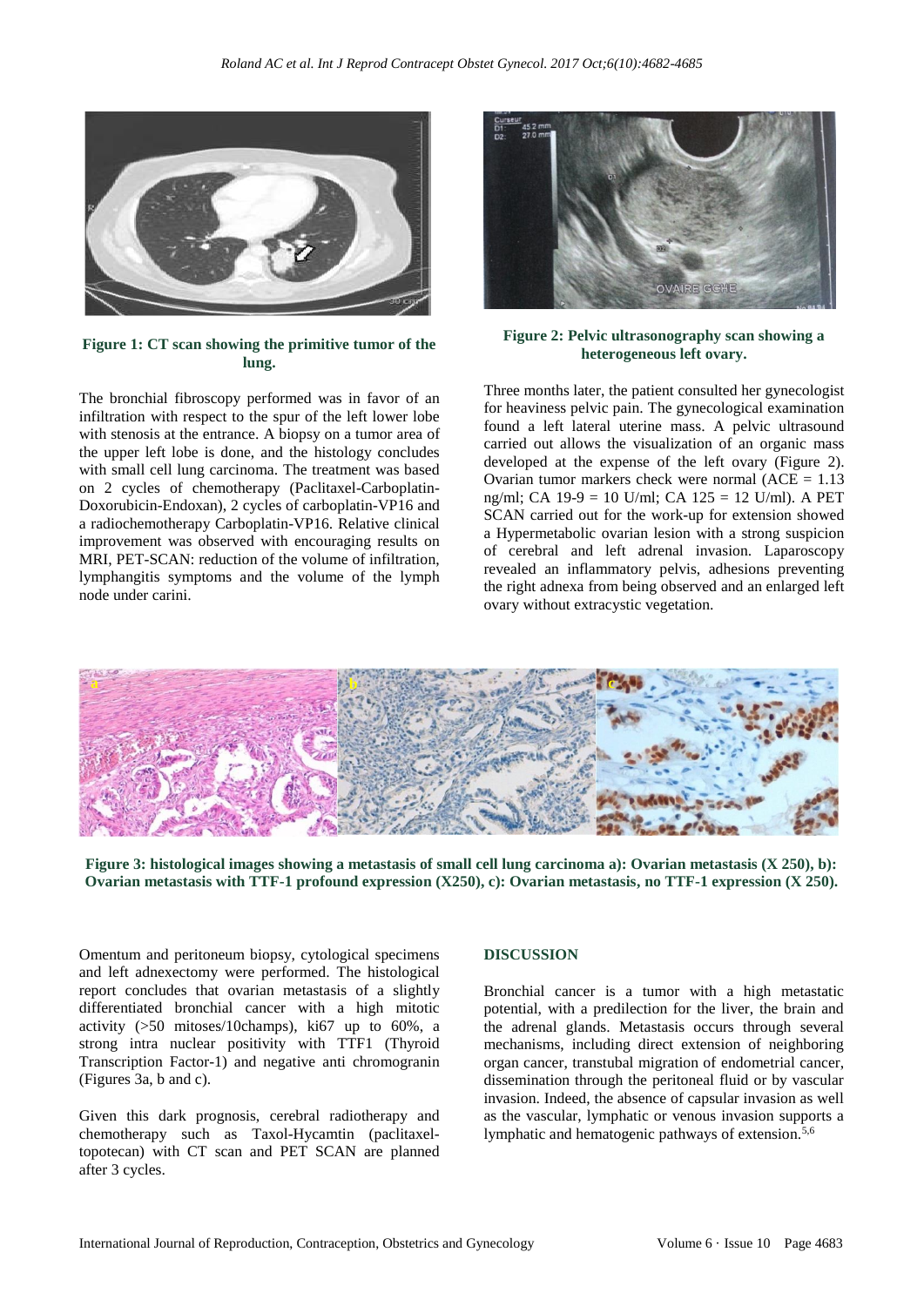Figure 1: CT scan showing the primitive tumor of the lung.

The bronchial fibroscopy performed was in favor of an infiltration with respect to the spur of the left lower lobe with stenosis at the entrance. A biopsy on a tumor area of the upper left lobe is done, and the histology concludes with small cell lung carcinoma. The treatment was based on 2 cycles of chemotherapy (Paclitaxel-Carboplatin-Doxorubicin-Endoxan), 2 cycles of carboplatin-VP16 and a radiochemotherapy Carboplatin-VP16. Relative clinical improvement was observed with encouraging results on MRI, PET-SCAN: reduction of the volume of infiltration, lymphangitis symptoms and the volume of the lymph node under carini.

Figure 2: Pelvic ultrasonography scan showing a heterogeneous left ovary.

Three months later, the patient consulted her gynecologist for heaviness pelvic pain. The gynecological examination found a left lateral uterine mass. A pelvic ultrasound carried out allows the visualization of an organic mass developed at the expense of the left ovary (Figure 2). Ovarian tumor markers check were normal (ACE = 1.13 ng/ml; CA 19-9 = 10 U/ml; CA 125 = 12 U/ml). A PET SCAN carried out for the work-up for extension showed a Hypermetabolic ovarian lesion with a strong suspicion of cerebral and left adrenal invasion. Laparoscopy revealed an inflammatory pelvis, adhesions preventing the right adnexa from being observed and an enlarged left ovary without extracystic vegetation.

Figure 3: histological images showing a metastasis of small cell lung carcinoma a): Ovarian metastasis (X 250), b): Ovarian metastasis with TTF-1 profound expression (X250), c): Ovarian metastasis, no TTF-1 expression (X 250).

Omentum and peritoneum biopsy, cytological specimens and left adnexectomy were performed. The histological report concludes that ovarian metastasis of a slightly differentiated bronchial cancer with a high mitotic activity (>50 mitoses/10champs), ki67 up to 60%, a strong intra nuclear positivity with TTF1 (Thyroid Transcription Factor-1) and negative anti chromogranin (Figures 3a, b and c).

Given this dark prognosis, cerebral radiotherapy and chemotherapy such as Taxol-Hycamtin (paclitaxel-topotecan) with CT scan and PET SCAN are planned after 3 cycles.

## DISCUSSION

Bronchial cancer is a tumor with a high metastatic potential, with a predilection for the liver, the brain and the adrenal glands. Metastasis occurs through several mechanisms, including direct extension of neighboring organ cancer, transtubal migration of endometrial cancer, dissemination through the peritoneal fluid or by vascular invasion. Indeed, the absence of capsular invasion as well as the vascular, lymphatic or venous invasion supports a lymphatic and hematogenic pathways of extension.[5,6]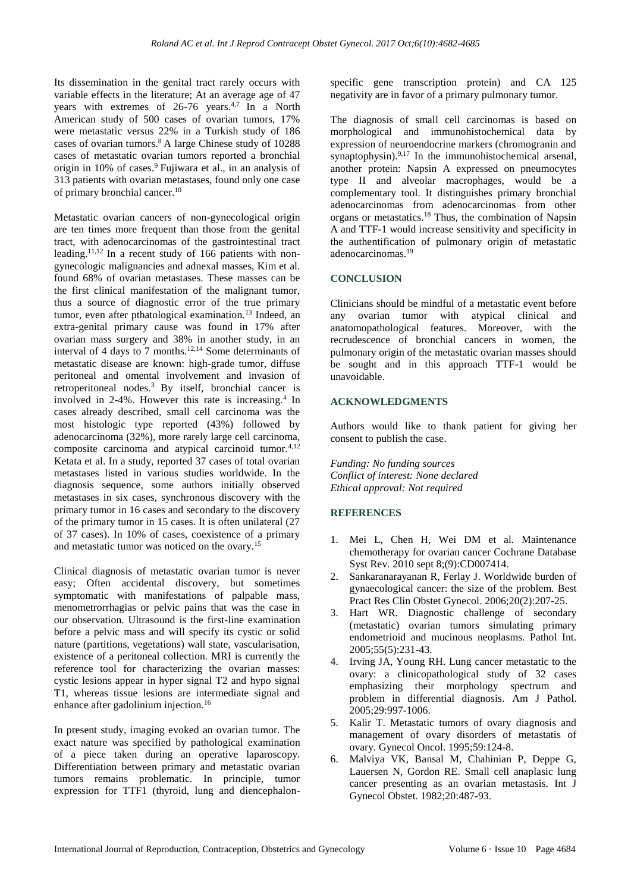Its dissemination in the genital tract rarely occurs with variable effects in the literature; At an average age of 47 years with extremes of 26-76 years.[4,7] In a North American study of 500 cases of ovarian tumors, 17% were metastatic versus 22% in a Turkish study of 186 cases of ovarian tumors.[8] A large Chinese study of 10288 cases of metastatic ovarian tumors reported a bronchial origin in 10% of cases.[9] Fujiwara et al., in an analysis of 313 patients with ovarian metastases, found only one case of primary bronchial cancer.[10]

Metastatic ovarian cancers of non-gynecological origin are ten times more frequent than those from the genital tract, with adenocarcinomas of the gastrointestinal tract leading.[11,12] In a recent study of 166 patients with non-gynecologic malignancies and adnexal masses, Kim et al. found 68% of ovarian metastases. These masses can be the first clinical manifestation of the malignant tumor, thus a source of diagnostic error of the true primary tumor, even after pthatological examination.[13] Indeed, an extra-genital primary cause was found in 17% after ovarian mass surgery and 38% in another study, in an interval of 4 days to 7 months.[12,14] Some determinants of metastatic disease are known: high-grade tumor, diffuse peritoneal and omental involvement and invasion of retroperitoneal nodes.[3] By itself, bronchial cancer is involved in 2-4%. However this rate is increasing.[4] In cases already described, small cell carcinoma was the most histologic type reported (43%) followed by adenocarcinoma (32%), more rarely large cell carcinoma, composite carcinoma and atypical carcinoid tumor.[4,12] Ketata et al. In a study, reported 37 cases of total ovarian metastases listed in various studies worldwide. In the diagnosis sequence, some authors initially observed metastases in six cases, synchronous discovery with the primary tumor in 16 cases and secondary to the discovery of the primary tumor in 15 cases. It is often unilateral (27 of 37 cases). In 10% of cases, coexistence of a primary and metastatic tumor was noticed on the ovary.[15]

Clinical diagnosis of metastatic ovarian tumor is never easy; Often accidental discovery, but sometimes symptomatic with manifestations of palpable mass, menometrorrhagias or pelvic pains that was the case in our observation. Ultrasound is the first-line examination before a pelvic mass and will specify its cystic or solid nature (partitions, vegetations) wall state, vascularisation, existence of a peritoneal collection. MRI is currently the reference tool for characterizing the ovarian masses: cystic lesions appear in hyper signal T2 and hypo signal T1, whereas tissue lesions are intermediate signal and enhance after gadolinium injection.[16]

In present study, imaging evoked an ovarian tumor. The exact nature was specified by pathological examination of a piece taken during an operative laparoscopy. Differentiation between primary and metastatic ovarian tumors remains problematic. In principle, tumor expression for TTF1 (thyroid, lung and diencephalon-specific gene transcription protein) and CA 125 negativity are in favor of a primary pulmonary tumor.

The diagnosis of small cell carcinomas is based on morphological and immunohistochemical data by expression of neuroendocrine markers (chromogranin and synaptophysin).[9,17] In the immunohistochemical arsenal, another protein: Napsin A expressed on pneumocytes type II and alveolar macrophages, would be a complementary tool. It distinguishes primary bronchial adenocarcinomas from adenocarcinomas from other organs or metastatics.[18] Thus, the combination of Napsin A and TTF-1 would increase sensitivity and specificity in the authentification of pulmonary origin of metastatic adenocarcinomas.[19]

## CONCLUSION

Clinicians should be mindful of a metastatic event before any ovarian tumor with atypical clinical and anatomopathological features. Moreover, with the recrudescence of bronchial cancers in women, the pulmonary origin of the metastatic ovarian masses should be sought and in this approach TTF-1 would be unavoidable.

## ACKNOWLEDGMENTS

Authors would like to thank patient for giving her consent to publish the case.

*Funding: No funding sources*
*Conflict of interest: None declared*
*Ethical approval: Not required*

## REFERENCES

1. Mei L, Chen H, Wei DM et al. Maintenance chemotherapy for ovarian cancer Cochrane Database Syst Rev. 2010 sept 8;(9):CD007414.
2. Sankaranarayanan R, Ferlay J. Worldwide burden of gynaecological cancer: the size of the problem. Best Pract Res Clin Obstet Gynecol. 2006;20(2):207-25.
3. Hart WR. Diagnostic challenge of secondary (metastatic) ovarian tumors simulating primary endometrioid and mucinous neoplasms. Pathol Int. 2005;55(5):231-43.
4. Irving JA, Young RH. Lung cancer metastatic to the ovary: a clinicopathological study of 32 cases emphasizing their morphology spectrum and problem in differential diagnosis. Am J Pathol. 2005;29:997-1006.
5. Kalir T. Metastatic tumors of ovary diagnosis and management of ovary disorders of metastatis of ovary. Gynecol Oncol. 1995;59:124-8.
6. Malviya VK, Bansal M, Chahinian P, Deppe G, Lauersen N, Gordon RE. Small cell anaplasic lung cancer presenting as an ovarian metastasis. Int J Gynecol Obstet. 1982;20:487-93.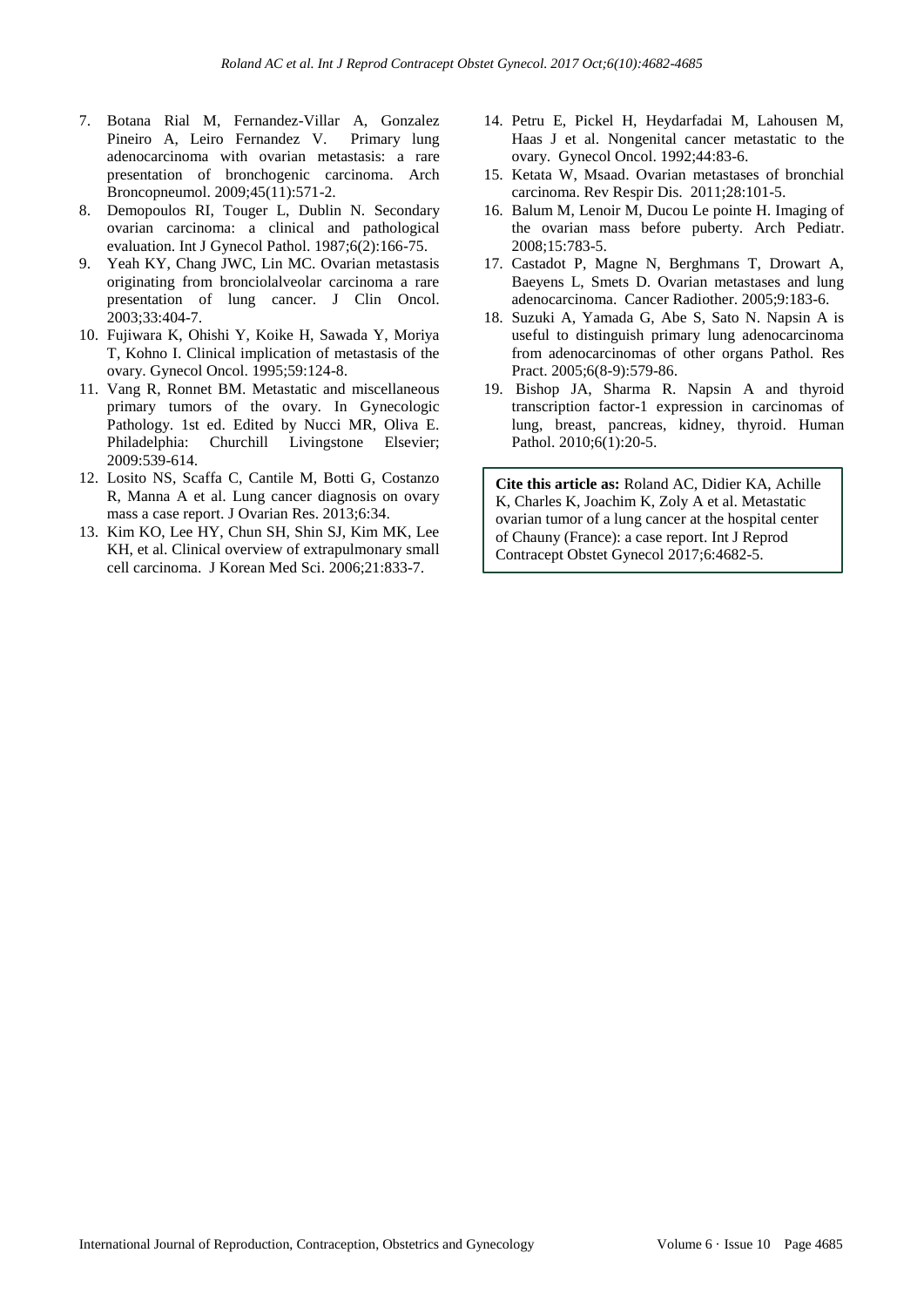7. Botana Rial M, Fernandez-Villar A, Gonzalez Pineiro A, Leiro Fernandez V. Primary lung adenocarcinoma with ovarian metastasis: a rare presentation of bronchogenic carcinoma. Arch Broncopneumol. 2009;45(11):571-2.
8. Demopoulos RI, Touger L, Dublin N. Secondary ovarian carcinoma: a clinical and pathological evaluation. Int J Gynecol Pathol. 1987;6(2):166-75.
9. Yeah KY, Chang JWC, Lin MC. Ovarian metastasis originating from bronciolalveolar carcinoma a rare presentation of lung cancer. J Clin Oncol. 2003;33:404-7.
10. Fujiwara K, Ohishi Y, Koike H, Sawada Y, Moriya T, Kohno I. Clinical implication of metastasis of the ovary. Gynecol Oncol. 1995;59:124-8.
11. Vang R, Ronnet BM. Metastatic and miscellaneous primary tumors of the ovary. In Gynecologic Pathology. 1st ed. Edited by Nucci MR, Oliva E. Philadelphia: Churchill Livingstone Elsevier; 2009:539-614.
12. Losito NS, Scaffa C, Cantile M, Botti G, Costanzo R, Manna A et al. Lung cancer diagnosis on ovary mass a case report. J Ovarian Res. 2013;6:34.
13. Kim KO, Lee HY, Chun SH, Shin SJ, Kim MK, Lee KH, et al. Clinical overview of extrapulmonary small cell carcinoma. J Korean Med Sci. 2006;21:833-7.
14. Petru E, Pickel H, Heydarfadai M, Lahousen M, Haas J et al. Nongenital cancer metastatic to the ovary. Gynecol Oncol. 1992;44:83-6.
15. Ketata W, Msaad. Ovarian metastases of bronchial carcinoma. Rev Respir Dis. 2011;28:101-5.
16. Balum M, Lenoir M, Ducou Le pointe H. Imaging of the ovarian mass before puberty. Arch Pediatr. 2008;15:783-5.
17. Castadot P, Magne N, Berghmans T, Drowart A, Baeyens L, Smets D. Ovarian metastases and lung adenocarcinoma. Cancer Radiother. 2005;9:183-6.
18. Suzuki A, Yamada G, Abe S, Sato N. Napsin A is useful to distinguish primary lung adenocarcinoma from adenocarcinomas of other organs Pathol. Res Pract. 2005;6(8-9):579-86.
19. Bishop JA, Sharma R. Napsin A and thyroid transcription factor-1 expression in carcinomas of lung, breast, pancreas, kidney, thyroid. Human Pathol. 2010;6(1):20-5.

**Cite this article as:** Roland AC, Didier KA, Achille K, Charles K, Joachim K, Zoly A et al. Metastatic ovarian tumor of a lung cancer at the hospital center of Chauny (France): a case report. Int J Reprod Contracept Obstet Gynecol 2017;6:4682-5.